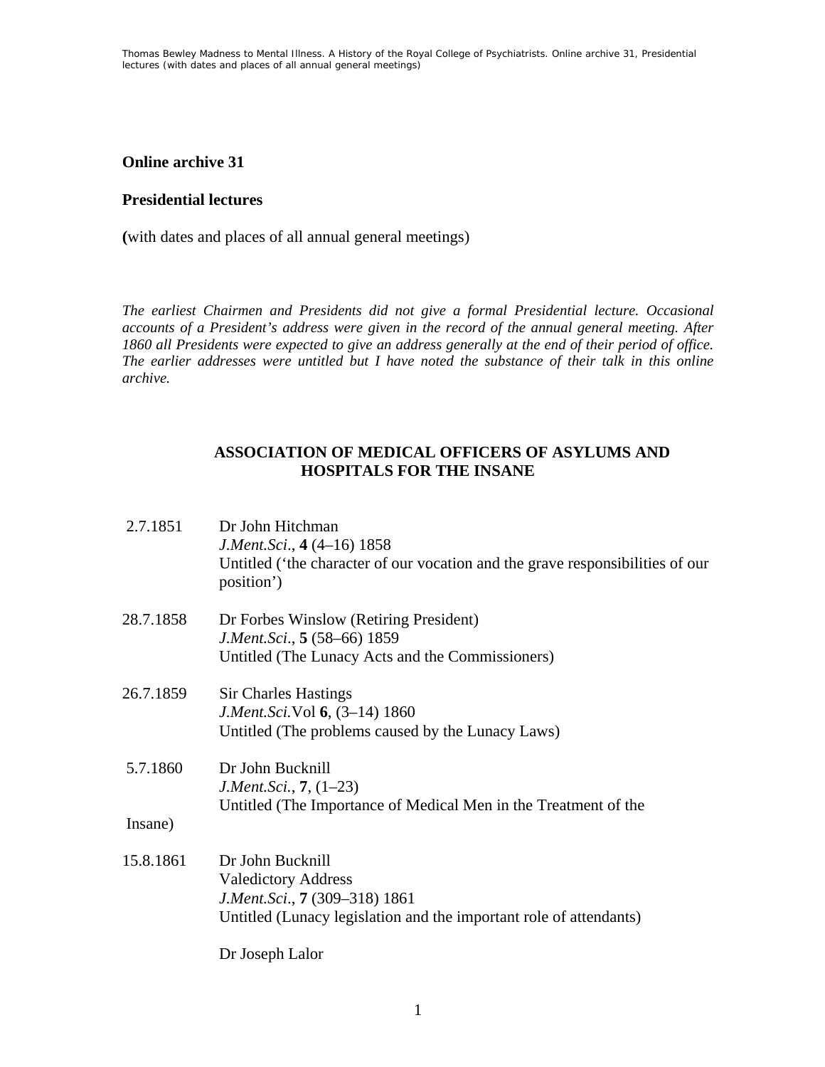## Online archive 31

## Presidential lectures

**(**with dates and places of all annual general meetings)

*The earliest Chairmen and Presidents did not give a formal Presidential lecture. Occasional accounts of a President's address were given in the record of the annual general meeting. After 1860 all Presidents were expected to give an address generally at the end of their period of office. The earlier addresses were untitled but I have noted the substance of their talk in this online archive.*

### ASSOCIATION OF MEDICAL OFFICERS OF ASYLUMS AND HOSPITALS FOR THE INSANE

2.7.1851 Dr John Hitchman
*J.Ment.Sci*., **4** (4–16) 1858
Untitled ('the character of our vocation and the grave responsibilities of our position')

28.7.1858 Dr Forbes Winslow (Retiring President)
*J.Ment.Sci*., **5** (58–66) 1859
Untitled (The Lunacy Acts and the Commissioners)

26.7.1859 Sir Charles Hastings
*J.Ment.Sci.*Vol **6**, (3–14) 1860
Untitled (The problems caused by the Lunacy Laws)

5.7.1860 Dr John Bucknill
*J.Ment.Sci.*, **7**, (1–23)
Untitled (The Importance of Medical Men in the Treatment of the Insane)

15.8.1861 Dr John Bucknill
Valedictory Address
*J.Ment.Sci*., **7** (309–318) 1861
Untitled (Lunacy legislation and the important role of attendants)

Dr Joseph Lalor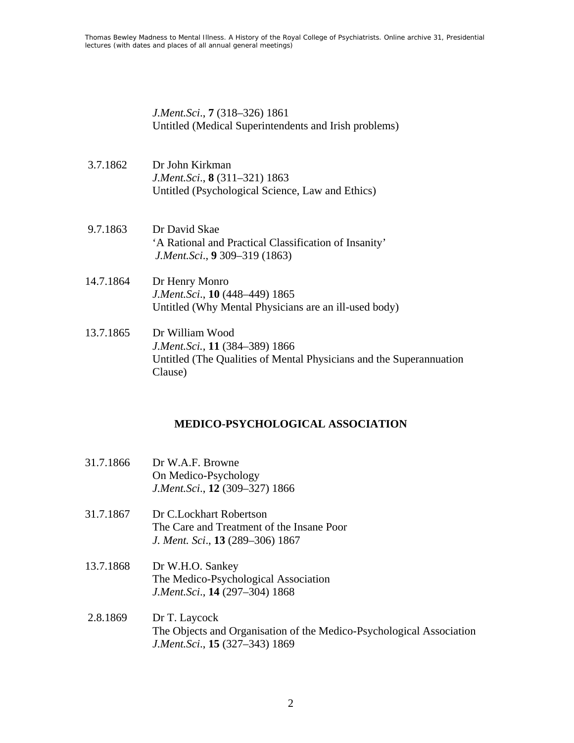*J.Ment.Sci*., **7** (318–326) 1861
Untitled (Medical Superintendents and Irish problems)

3.7.1862 Dr John Kirkman
*J.Ment.Sci*., **8** (311–321) 1863
Untitled (Psychological Science, Law and Ethics)

9.7.1863 Dr David Skae
'A Rational and Practical Classification of Insanity'
*J.Ment.Sci*., **9** 309–319 (1863)

14.7.1864 Dr Henry Monro
*J.Ment.Sci*., **10** (448–449) 1865
Untitled (Why Mental Physicians are an ill-used body)

13.7.1865 Dr William Wood
*J.Ment.Sci.*, **11** (384–389) 1866
Untitled (The Qualities of Mental Physicians and the Superannuation Clause)

## MEDICO-PSYCHOLOGICAL ASSOCIATION

31.7.1866 Dr W.A.F. Browne
On Medico-Psychology
*J.Ment.Sci*., **12** (309–327) 1866

31.7.1867 Dr C.Lockhart Robertson
The Care and Treatment of the Insane Poor
*J. Ment. Sci*., **13** (289–306) 1867

13.7.1868 Dr W.H.O. Sankey
The Medico-Psychological Association
*J.Ment.Sci*., **14** (297–304) 1868

2.8.1869 Dr T. Laycock
The Objects and Organisation of the Medico-Psychological Association
*J.Ment.Sci*., **15** (327–343) 1869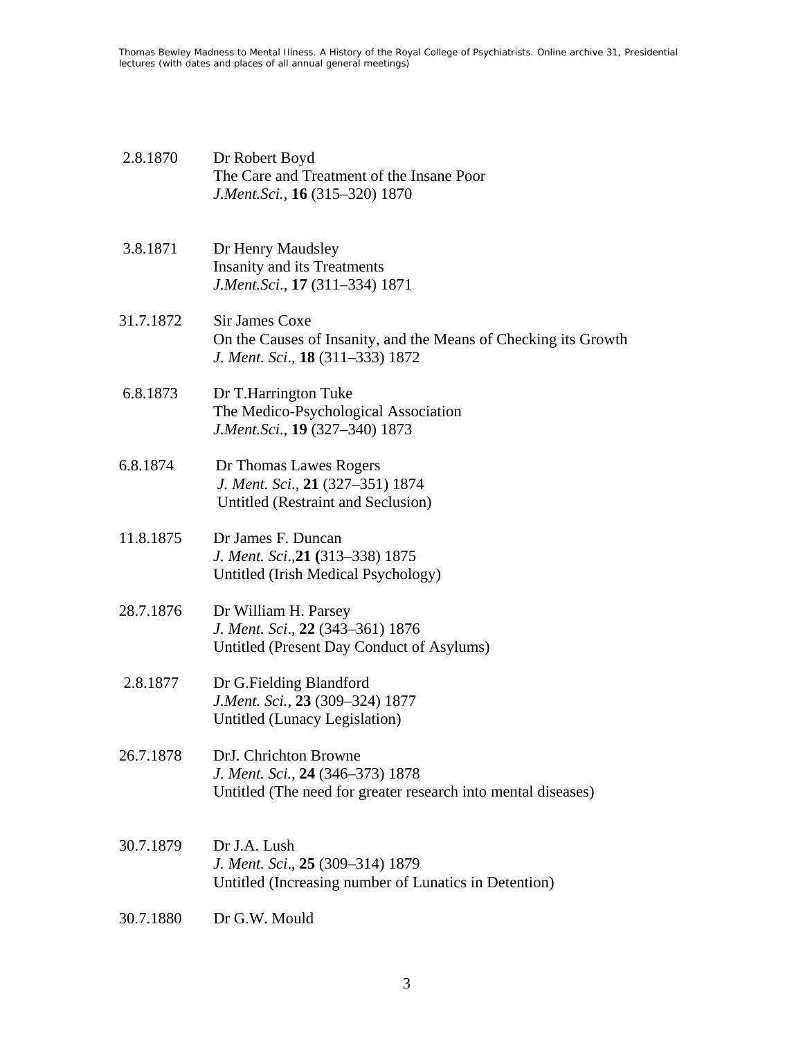2.8.1870 Dr Robert Boyd
The Care and Treatment of the Insane Poor
*J.Ment.Sci.*, **16** (315–320) 1870

3.8.1871 Dr Henry Maudsley
Insanity and its Treatments
*J.Ment.Sci*., **17** (311–334) 1871

31.7.1872 Sir James Coxe
On the Causes of Insanity, and the Means of Checking its Growth
*J. Ment. Sci*., **18** (311–333) 1872

6.8.1873 Dr T.Harrington Tuke
The Medico-Psychological Association
*J.Ment.Sci*., **19** (327–340) 1873

6.8.1874 Dr Thomas Lawes Rogers
*J. Ment. Sci*., **21** (327–351) 1874
Untitled (Restraint and Seclusion)

11.8.1875 Dr James F. Duncan
*J. Ment. Sci*.,**21 (**313–338) 1875
Untitled (Irish Medical Psychology)

28.7.1876 Dr William H. Parsey
*J. Ment. Sci*., **22** (343–361) 1876
Untitled (Present Day Conduct of Asylums)

2.8.1877 Dr G.Fielding Blandford
*J.Ment. Sci.*, **23** (309–324) 1877
Untitled (Lunacy Legislation)

26.7.1878 DrJ. Chrichton Browne
*J. Ment. Sci.*, **24** (346–373) 1878
Untitled (The need for greater research into mental diseases)

30.7.1879 Dr J.A. Lush
*J. Ment. Sci*., **25** (309–314) 1879
Untitled (Increasing number of Lunatics in Detention)

30.7.1880 Dr G.W. Mould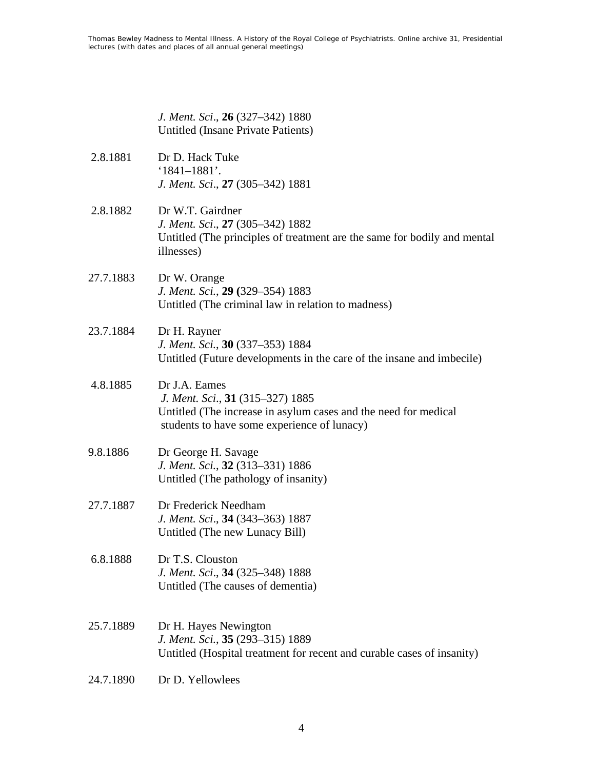| | |
|---|---|
| | *J. Ment. Sci*., **26** (327–342) 1880<br>Untitled (Insane Private Patients) |
| 2.8.1881 | Dr D. Hack Tuke<br>'1841–1881'.<br>*J. Ment. Sci*., **27** (305–342) 1881 |
| 2.8.1882 | Dr W.T. Gairdner<br>*J. Ment. Sci*., **27** (305–342) 1882<br>Untitled (The principles of treatment are the same for bodily and mental illnesses) |
| 27.7.1883 | Dr W. Orange<br>*J. Ment. Sci.*, **29 (**329–354) 1883<br>Untitled (The criminal law in relation to madness) |
| 23.7.1884 | Dr H. Rayner<br>*J. Ment. Sci.*, **30** (337–353) 1884<br>Untitled (Future developments in the care of the insane and imbecile) |
| 4.8.1885 | Dr J.A. Eames<br>*J. Ment. Sci*., **31** (315–327) 1885<br>Untitled (The increase in asylum cases and the need for medical students to have some experience of lunacy) |
| 9.8.1886 | Dr George H. Savage<br>*J. Ment. Sci.*, **32** (313–331) 1886<br>Untitled (The pathology of insanity) |
| 27.7.1887 | Dr Frederick Needham<br>*J. Ment. Sci*., **34** (343–363) 1887<br>Untitled (The new Lunacy Bill) |
| 6.8.1888 | Dr T.S. Clouston<br>*J. Ment. Sci*., **34** (325–348) 1888<br>Untitled (The causes of dementia) |
| 25.7.1889 | Dr H. Hayes Newington<br>*J. Ment. Sci.*, **35** (293–315) 1889<br>Untitled (Hospital treatment for recent and curable cases of insanity) |
| 24.7.1890 | Dr D. Yellowlees |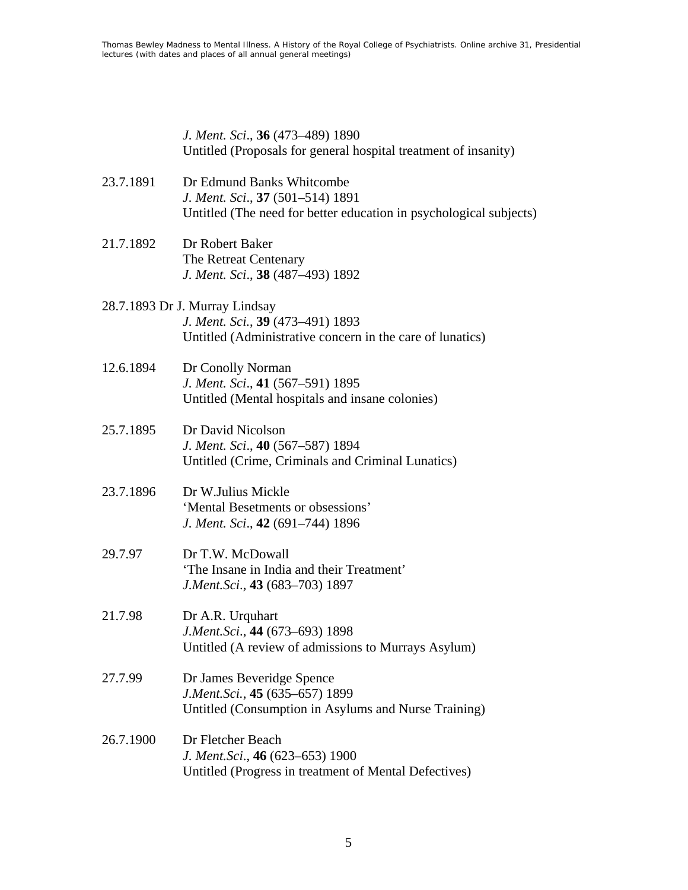*J. Ment. Sci*., **36** (473–489) 1890
Untitled (Proposals for general hospital treatment of insanity)

23.7.1891 Dr Edmund Banks Whitcombe
*J. Ment. Sci*., **37** (501–514) 1891
Untitled (The need for better education in psychological subjects)

21.7.1892 Dr Robert Baker
The Retreat Centenary
*J. Ment. Sci*., **38** (487–493) 1892

28.7.1893 Dr J. Murray Lindsay
*J. Ment. Sci.*, **39** (473–491) 1893
Untitled (Administrative concern in the care of lunatics)

12.6.1894 Dr Conolly Norman
*J. Ment. Sci*., **41** (567–591) 1895
Untitled (Mental hospitals and insane colonies)

25.7.1895 Dr David Nicolson
*J. Ment. Sci*., **40** (567–587) 1894
Untitled (Crime, Criminals and Criminal Lunatics)

23.7.1896 Dr W.Julius Mickle
'Mental Besetments or obsessions'
*J. Ment. Sci*., **42** (691–744) 1896

29.7.97 Dr T.W. McDowall
'The Insane in India and their Treatment'
*J.Ment.Sci*., **43** (683–703) 1897

21.7.98 Dr A.R. Urquhart
*J.Ment.Sci*., **44** (673–693) 1898
Untitled (A review of admissions to Murrays Asylum)

27.7.99 Dr James Beveridge Spence
*J.Ment.Sci*., **45** (635–657) 1899
Untitled (Consumption in Asylums and Nurse Training)

26.7.1900 Dr Fletcher Beach
*J. Ment.Sci*., **46** (623–653) 1900
Untitled (Progress in treatment of Mental Defectives)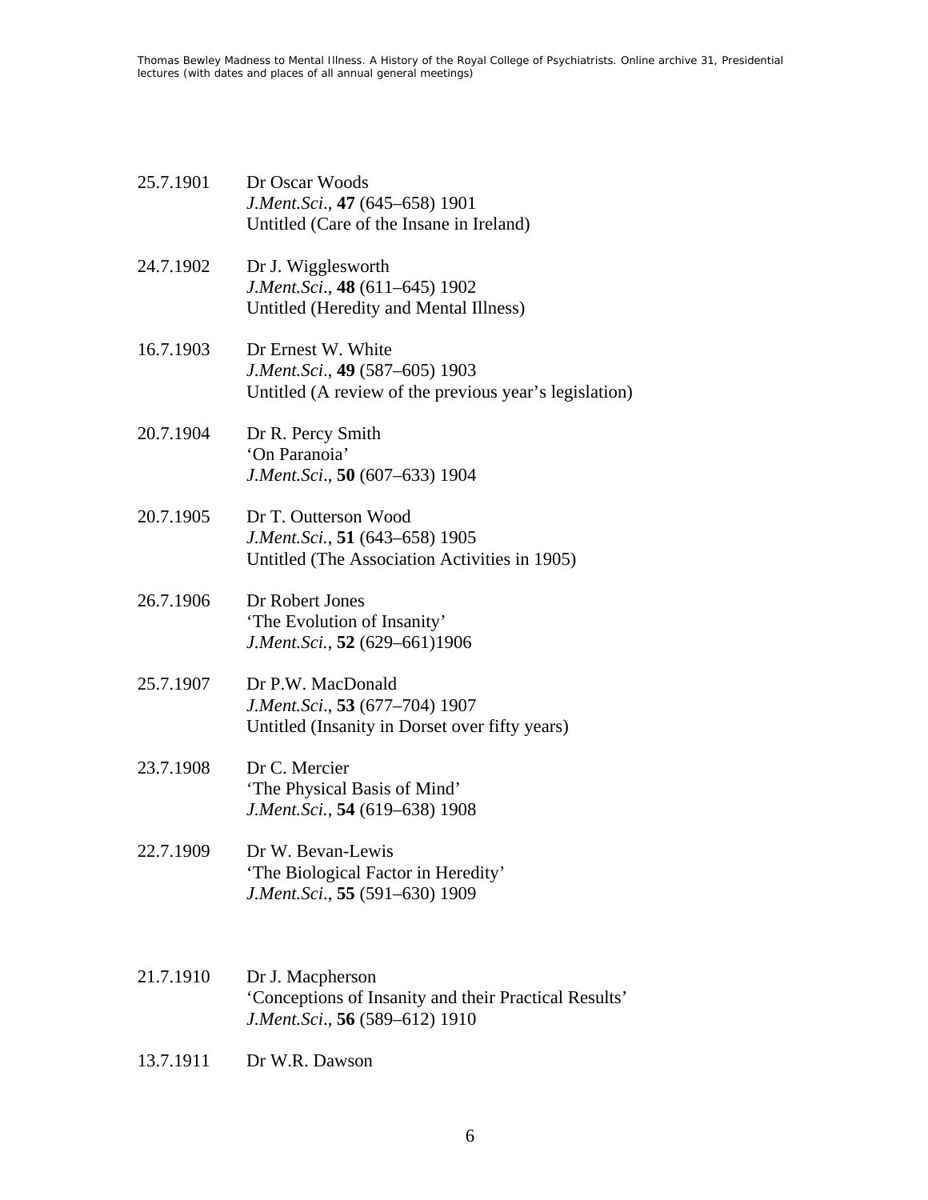25.7.1901 Dr Oscar Woods
*J.Ment.Sci*., **47** (645–658) 1901
Untitled (Care of the Insane in Ireland)

24.7.1902 Dr J. Wigglesworth
*J.Ment.Sci*., **48** (611–645) 1902
Untitled (Heredity and Mental Illness)

16.7.1903 Dr Ernest W. White
*J.Ment.Sci*., **49** (587–605) 1903
Untitled (A review of the previous year's legislation)

20.7.1904 Dr R. Percy Smith
'On Paranoia'
*J.Ment.Sci*., **50** (607–633) 1904

20.7.1905 Dr T. Outterson Wood
*J.Ment.Sci.*, **51** (643–658) 1905
Untitled (The Association Activities in 1905)

26.7.1906 Dr Robert Jones
'The Evolution of Insanity'
*J.Ment.Sci.*, **52** (629–661)1906

25.7.1907 Dr P.W. MacDonald
*J.Ment.Sci*., **53** (677–704) 1907
Untitled (Insanity in Dorset over fifty years)

23.7.1908 Dr C. Mercier
'The Physical Basis of Mind'
*J.Ment.Sci.*, **54** (619–638) 1908

22.7.1909 Dr W. Bevan-Lewis
'The Biological Factor in Heredity'
*J.Ment.Sci*., **55** (591–630) 1909

21.7.1910 Dr J. Macpherson
'Conceptions of Insanity and their Practical Results'
*J.Ment.Sci*., **56** (589–612) 1910

13.7.1911 Dr W.R. Dawson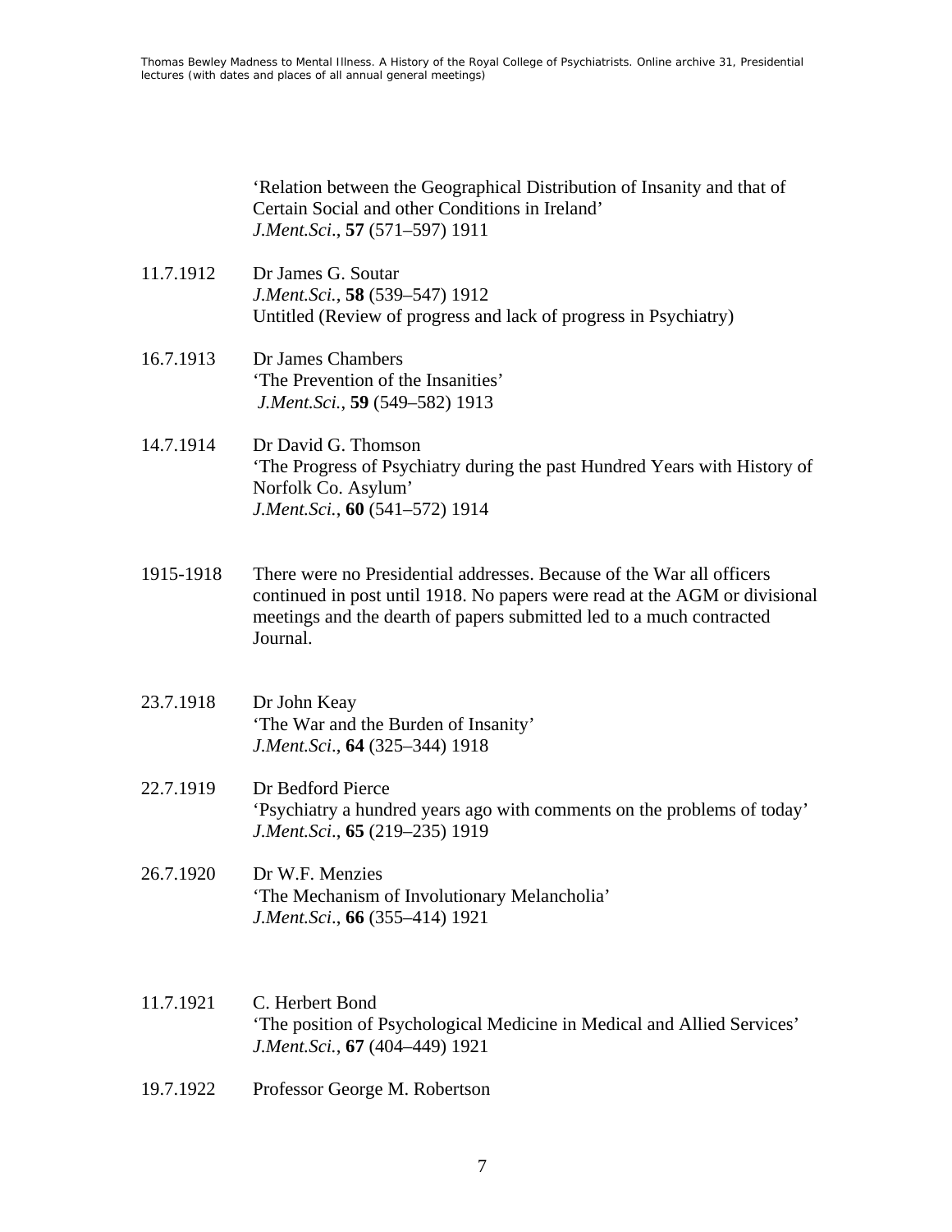'Relation between the Geographical Distribution of Insanity and that of Certain Social and other Conditions in Ireland'
*J.Ment.Sci*., **57** (571–597) 1911

11.7.1912 Dr James G. Soutar
*J.Ment.Sci.*, **58** (539–547) 1912
Untitled (Review of progress and lack of progress in Psychiatry)

16.7.1913 Dr James Chambers
'The Prevention of the Insanities'
*J.Ment.Sci.*, **59** (549–582) 1913

14.7.1914 Dr David G. Thomson
'The Progress of Psychiatry during the past Hundred Years with History of Norfolk Co. Asylum'
*J.Ment.Sci.*, **60** (541–572) 1914

1915-1918 There were no Presidential addresses. Because of the War all officers continued in post until 1918. No papers were read at the AGM or divisional meetings and the dearth of papers submitted led to a much contracted Journal.

23.7.1918 Dr John Keay
'The War and the Burden of Insanity'
*J.Ment.Sci*., **64** (325–344) 1918

22.7.1919 Dr Bedford Pierce
'Psychiatry a hundred years ago with comments on the problems of today'
*J.Ment.Sci*., **65** (219–235) 1919

26.7.1920 Dr W.F. Menzies
'The Mechanism of Involutionary Melancholia'
*J.Ment.Sci*., **66** (355–414) 1921

11.7.1921 C. Herbert Bond
'The position of Psychological Medicine in Medical and Allied Services'
*J.Ment.Sci.*, **67** (404–449) 1921

19.7.1922 Professor George M. Robertson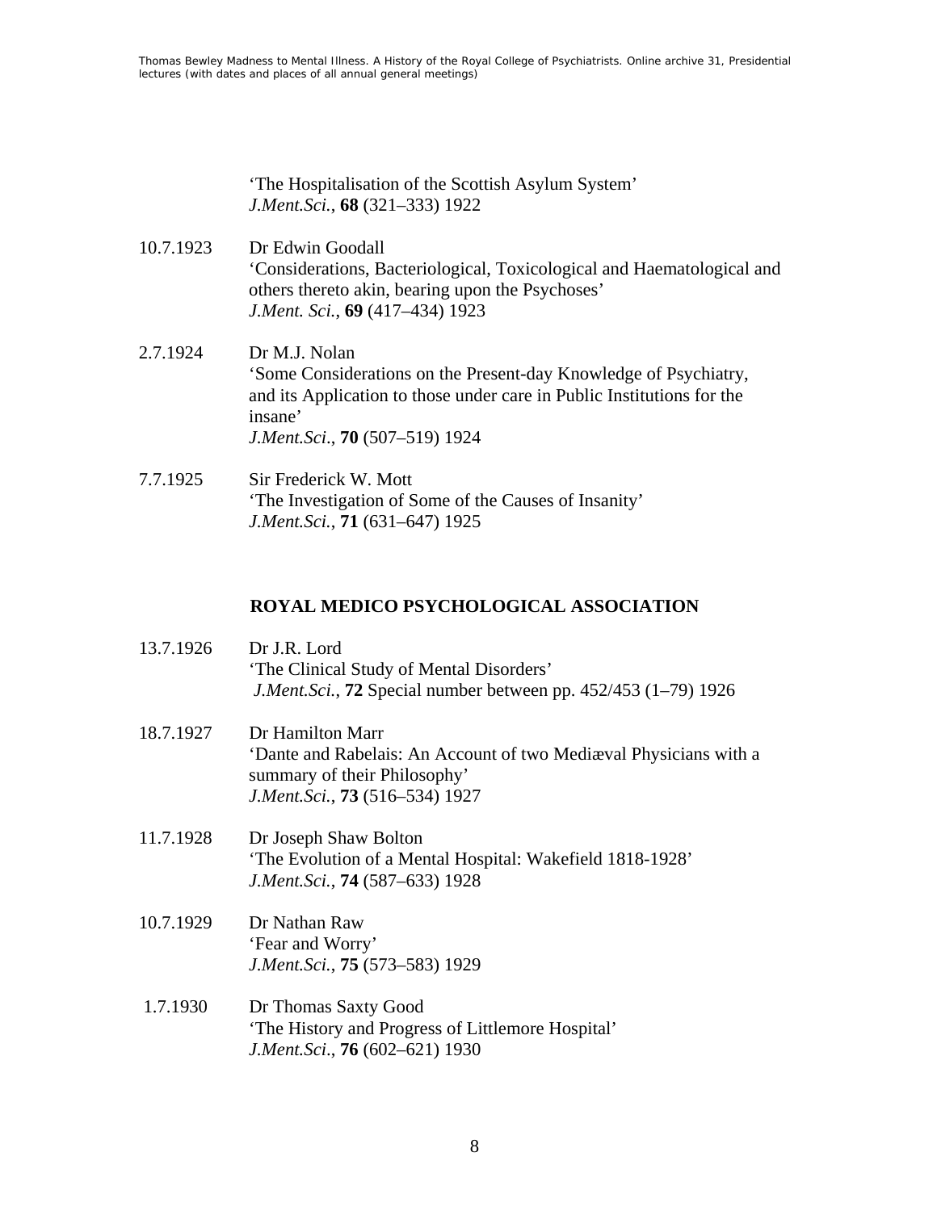'The Hospitalisation of the Scottish Asylum System'
*J.Ment.Sci.*, **68** (321–333) 1922

10.7.1923 Dr Edwin Goodall
'Considerations, Bacteriological, Toxicological and Haematological and others thereto akin, bearing upon the Psychoses'
*J.Ment. Sci.*, **69** (417–434) 1923

2.7.1924 Dr M.J. Nolan
'Some Considerations on the Present-day Knowledge of Psychiatry, and its Application to those under care in Public Institutions for the insane'
*J.Ment.Sci*., **70** (507–519) 1924

7.7.1925 Sir Frederick W. Mott
'The Investigation of Some of the Causes of Insanity'
*J.Ment.Sci.*, **71** (631–647) 1925

## ROYAL MEDICO PSYCHOLOGICAL ASSOCIATION

13.7.1926 Dr J.R. Lord
'The Clinical Study of Mental Disorders'
*J.Ment.Sci.*, **72** Special number between pp. 452/453 (1–79) 1926

18.7.1927 Dr Hamilton Marr
'Dante and Rabelais: An Account of two Mediæval Physicians with a summary of their Philosophy'
*J.Ment.Sci.*, **73** (516–534) 1927

11.7.1928 Dr Joseph Shaw Bolton
'The Evolution of a Mental Hospital: Wakefield 1818-1928'
*J.Ment.Sci.*, **74** (587–633) 1928

10.7.1929 Dr Nathan Raw
'Fear and Worry'
*J.Ment.Sci.*, **75** (573–583) 1929

1.7.1930 Dr Thomas Saxty Good
'The History and Progress of Littlemore Hospital'
*J.Ment.Sci*., **76** (602–621) 1930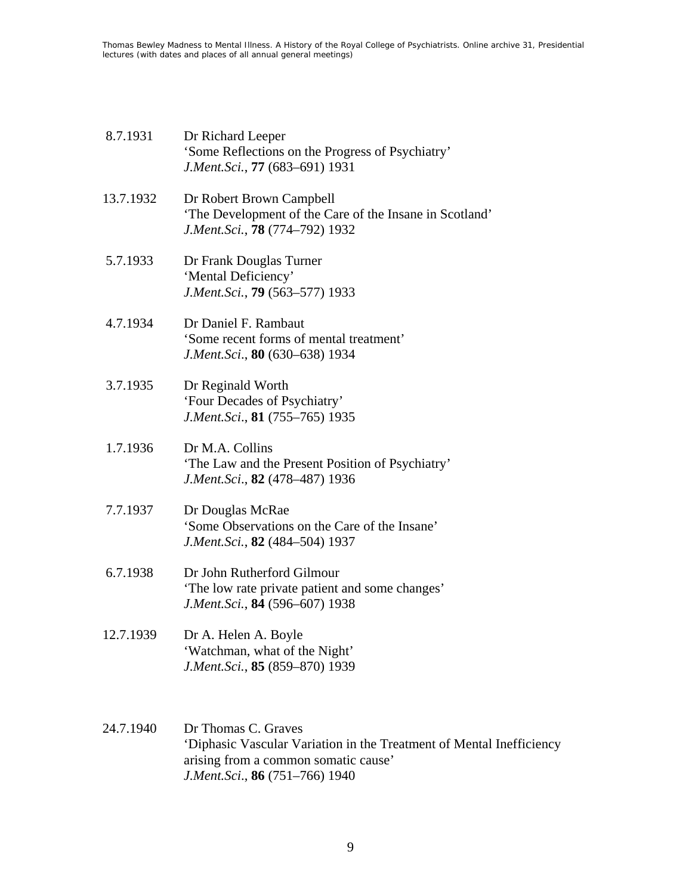8.7.1931 Dr Richard Leeper
'Some Reflections on the Progress of Psychiatry'
*J.Ment.Sci.*, **77** (683–691) 1931

13.7.1932 Dr Robert Brown Campbell
'The Development of the Care of the Insane in Scotland'
*J.Ment.Sci.*, **78** (774–792) 1932

5.7.1933 Dr Frank Douglas Turner
'Mental Deficiency'
*J.Ment.Sci.*, **79** (563–577) 1933

4.7.1934 Dr Daniel F. Rambaut
'Some recent forms of mental treatment'
*J.Ment.Sci*., **80** (630–638) 1934

3.7.1935 Dr Reginald Worth
'Four Decades of Psychiatry'
*J.Ment.Sci*., **81** (755–765) 1935

1.7.1936 Dr M.A. Collins
'The Law and the Present Position of Psychiatry'
*J.Ment.Sci*., **82** (478–487) 1936

7.7.1937 Dr Douglas McRae
'Some Observations on the Care of the Insane'
*J.Ment.Sci.*, **82** (484–504) 1937

6.7.1938 Dr John Rutherford Gilmour
'The low rate private patient and some changes'
*J.Ment.Sci.*, **84** (596–607) 1938

12.7.1939 Dr A. Helen A. Boyle
'Watchman, what of the Night'
*J.Ment.Sci.*, **85** (859–870) 1939

24.7.1940 Dr Thomas C. Graves
'Diphasic Vascular Variation in the Treatment of Mental Inefficiency arising from a common somatic cause'
*J.Ment.Sci*., **86** (751–766) 1940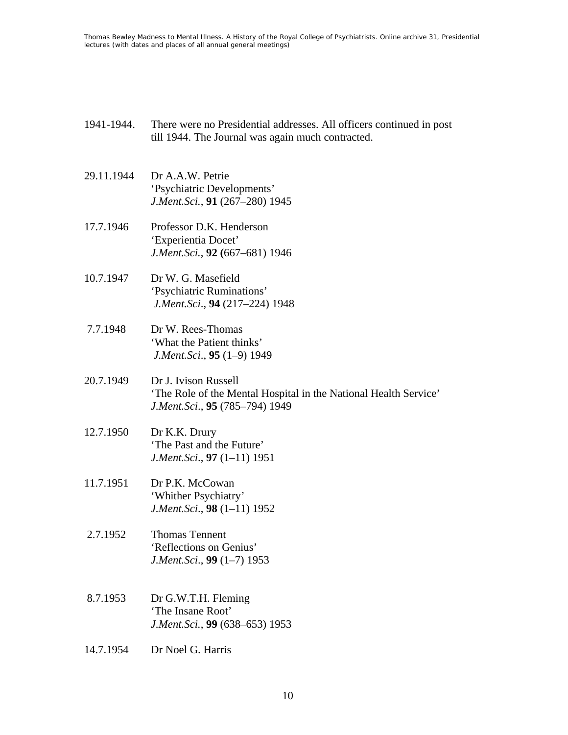1941-1944. There were no Presidential addresses. All officers continued in post till 1944. The Journal was again much contracted.

29.11.1944 Dr A.A.W. Petrie
'Psychiatric Developments'
*J.Ment.Sci.*, **91** (267–280) 1945

17.7.1946 Professor D.K. Henderson
'Experientia Docet'
*J.Ment.Sci.*, **92** (667–681) 1946

10.7.1947 Dr W. G. Masefield
'Psychiatric Ruminations'
*J.Ment.Sci*., **94** (217–224) 1948

7.7.1948 Dr W. Rees-Thomas
'What the Patient thinks'
*J.Ment.Sci*., **95** (1–9) 1949

20.7.1949 Dr J. Ivison Russell
'The Role of the Mental Hospital in the National Health Service'
*J.Ment.Sci*., **95** (785–794) 1949

12.7.1950 Dr K.K. Drury
'The Past and the Future'
*J.Ment.Sci*., **97** (1–11) 1951

11.7.1951 Dr P.K. McCowan
'Whither Psychiatry'
*J.Ment.Sci*., **98** (1–11) 1952

2.7.1952 Thomas Tennent
'Reflections on Genius'
*J.Ment.Sci*., **99** (1–7) 1953

8.7.1953 Dr G.W.T.H. Fleming
'The Insane Root'
*J.Ment.Sci.*, **99** (638–653) 1953

14.7.1954 Dr Noel G. Harris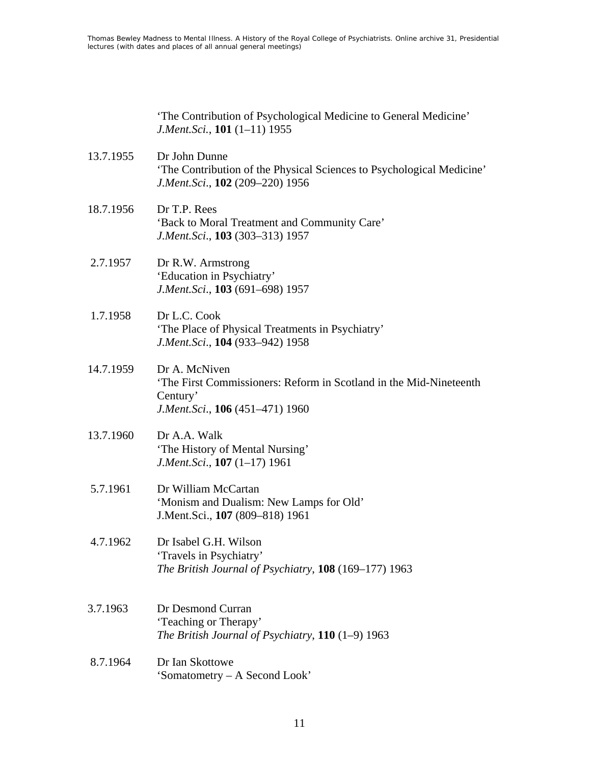'The Contribution of Psychological Medicine to General Medicine'
*J.Ment.Sci.*, **101** (1–11) 1955

13.7.1955 Dr John Dunne
'The Contribution of the Physical Sciences to Psychological Medicine'
*J.Ment.Sci*., **102** (209–220) 1956

18.7.1956 Dr T.P. Rees
'Back to Moral Treatment and Community Care'
*J.Ment.Sci*., **103** (303–313) 1957

2.7.1957 Dr R.W. Armstrong
'Education in Psychiatry'
*J.Ment.Sci*., **103** (691–698) 1957

1.7.1958 Dr L.C. Cook
'The Place of Physical Treatments in Psychiatry'
*J.Ment.Sci*., **104** (933–942) 1958

14.7.1959 Dr A. McNiven
'The First Commissioners: Reform in Scotland in the Mid-Nineteenth Century'
*J.Ment.Sci*., **106** (451–471) 1960

13.7.1960 Dr A.A. Walk
'The History of Mental Nursing'
*J.Ment.Sci*., **107** (1–17) 1961

5.7.1961 Dr William McCartan
'Monism and Dualism: New Lamps for Old'
J.Ment.Sci., **107** (809–818) 1961

4.7.1962 Dr Isabel G.H. Wilson
'Travels in Psychiatry'
*The British Journal of Psychiatry*, **108** (169–177) 1963

3.7.1963 Dr Desmond Curran
'Teaching or Therapy'
*The British Journal of Psychiatry*, **110** (1–9) 1963

8.7.1964 Dr Ian Skottowe
'Somatometry – A Second Look'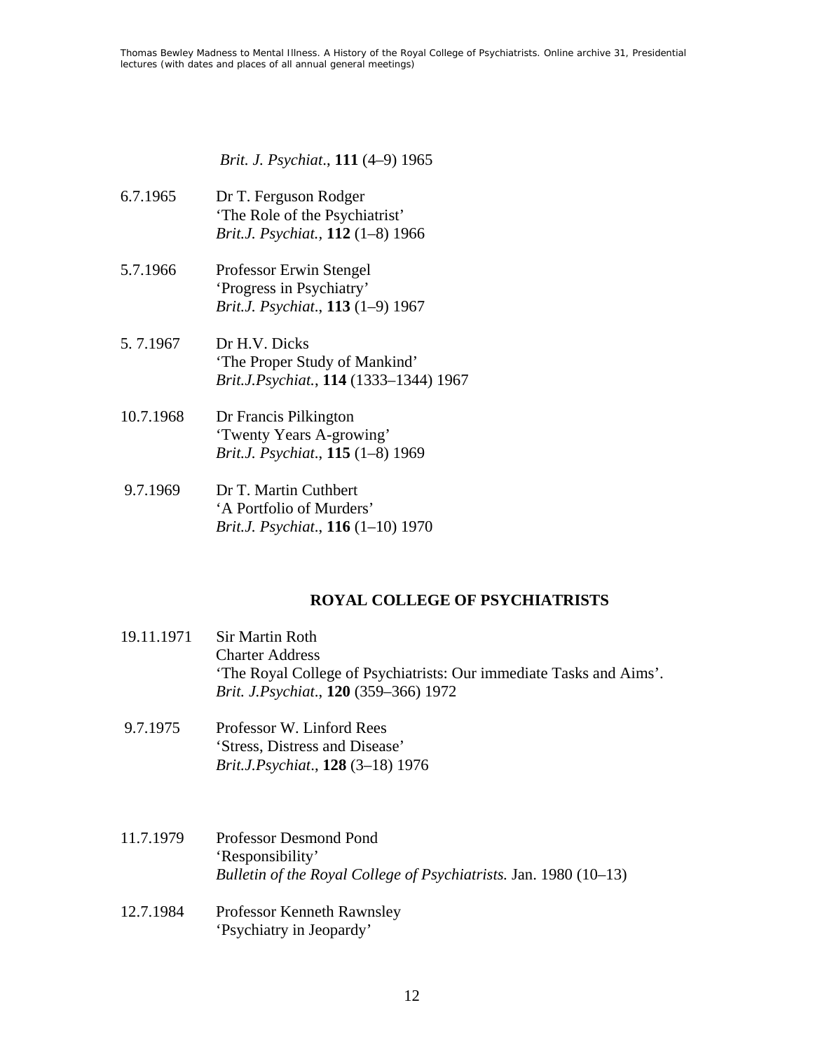*Brit. J. Psychiat*., **111** (4–9) 1965

6.7.1965 Dr T. Ferguson Rodger
'The Role of the Psychiatrist'
*Brit.J. Psychiat.,* **112** (1–8) 1966

5.7.1966 Professor Erwin Stengel
'Progress in Psychiatry'
*Brit.J. Psychiat*., **113** (1–9) 1967

5. 7.1967 Dr H.V. Dicks
'The Proper Study of Mankind'
*Brit.J.Psychiat.*, **114** (1333–1344) 1967

10.7.1968 Dr Francis Pilkington
'Twenty Years A-growing'
*Brit.J. Psychiat*., **115** (1–8) 1969

9.7.1969 Dr T. Martin Cuthbert
'A Portfolio of Murders'
*Brit.J. Psychiat*., **116** (1–10) 1970

## ROYAL COLLEGE OF PSYCHIATRISTS

19.11.1971 Sir Martin Roth
Charter Address
'The Royal College of Psychiatrists: Our immediate Tasks and Aims'.
*Brit. J.Psychiat*., **120** (359–366) 1972

9.7.1975 Professor W. Linford Rees
'Stress, Distress and Disease'
*Brit.J.Psychiat*., **128** (3–18) 1976

11.7.1979 Professor Desmond Pond
'Responsibility'
*Bulletin of the Royal College of Psychiatrists.* Jan. 1980 (10–13)

12.7.1984 Professor Kenneth Rawnsley
'Psychiatry in Jeopardy'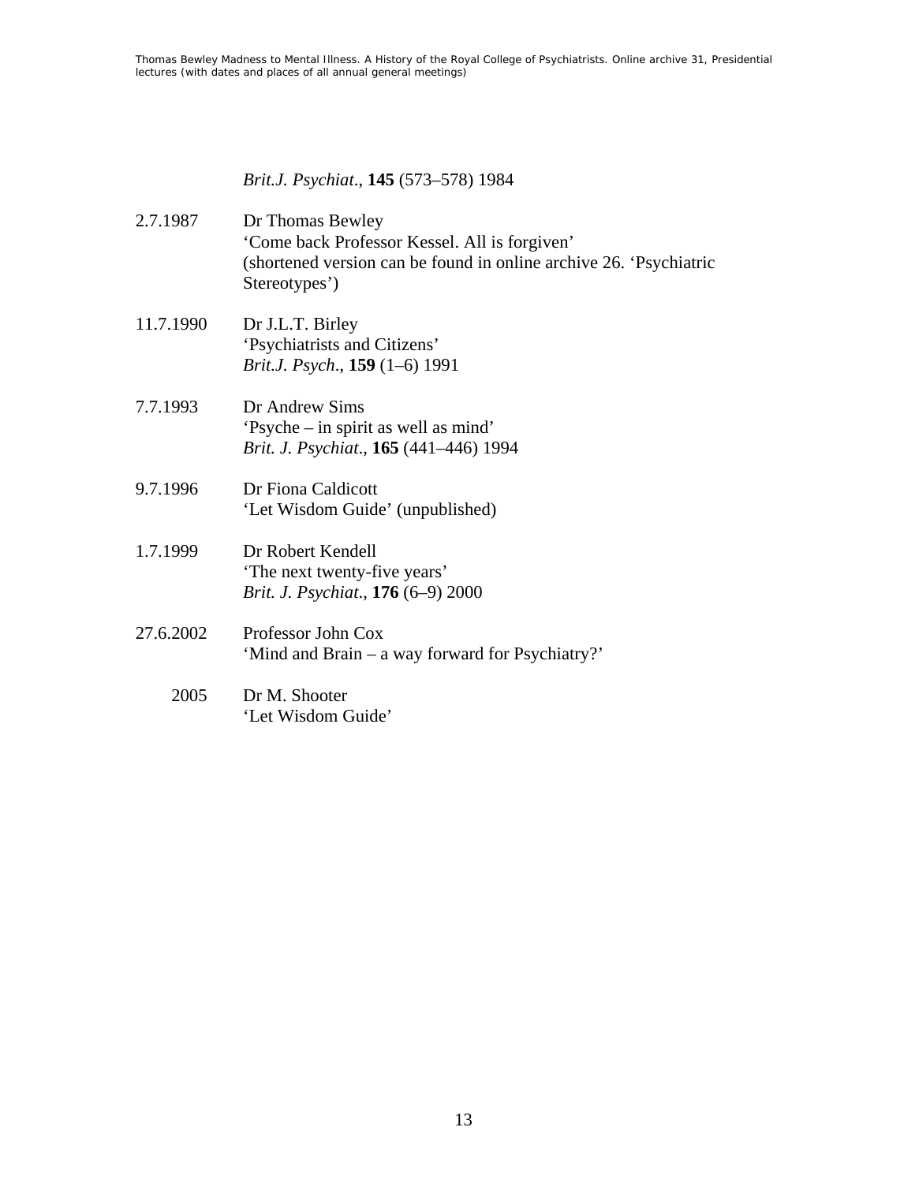*Brit.J. Psychiat*., **145** (573–578) 1984

2.7.1987 Dr Thomas Bewley
'Come back Professor Kessel. All is forgiven'
(shortened version can be found in online archive 26. 'Psychiatric Stereotypes')

11.7.1990 Dr J.L.T. Birley
'Psychiatrists and Citizens'
*Brit.J. Psych*., **159** (1–6) 1991

7.7.1993 Dr Andrew Sims
'Psyche – in spirit as well as mind'
*Brit. J. Psychiat*., **165** (441–446) 1994

9.7.1996 Dr Fiona Caldicott
'Let Wisdom Guide' (unpublished)

1.7.1999 Dr Robert Kendell
'The next twenty-five years'
*Brit. J. Psychiat*., **176** (6–9) 2000

27.6.2002 Professor John Cox
'Mind and Brain – a way forward for Psychiatry?'

2005 Dr M. Shooter
'Let Wisdom Guide'